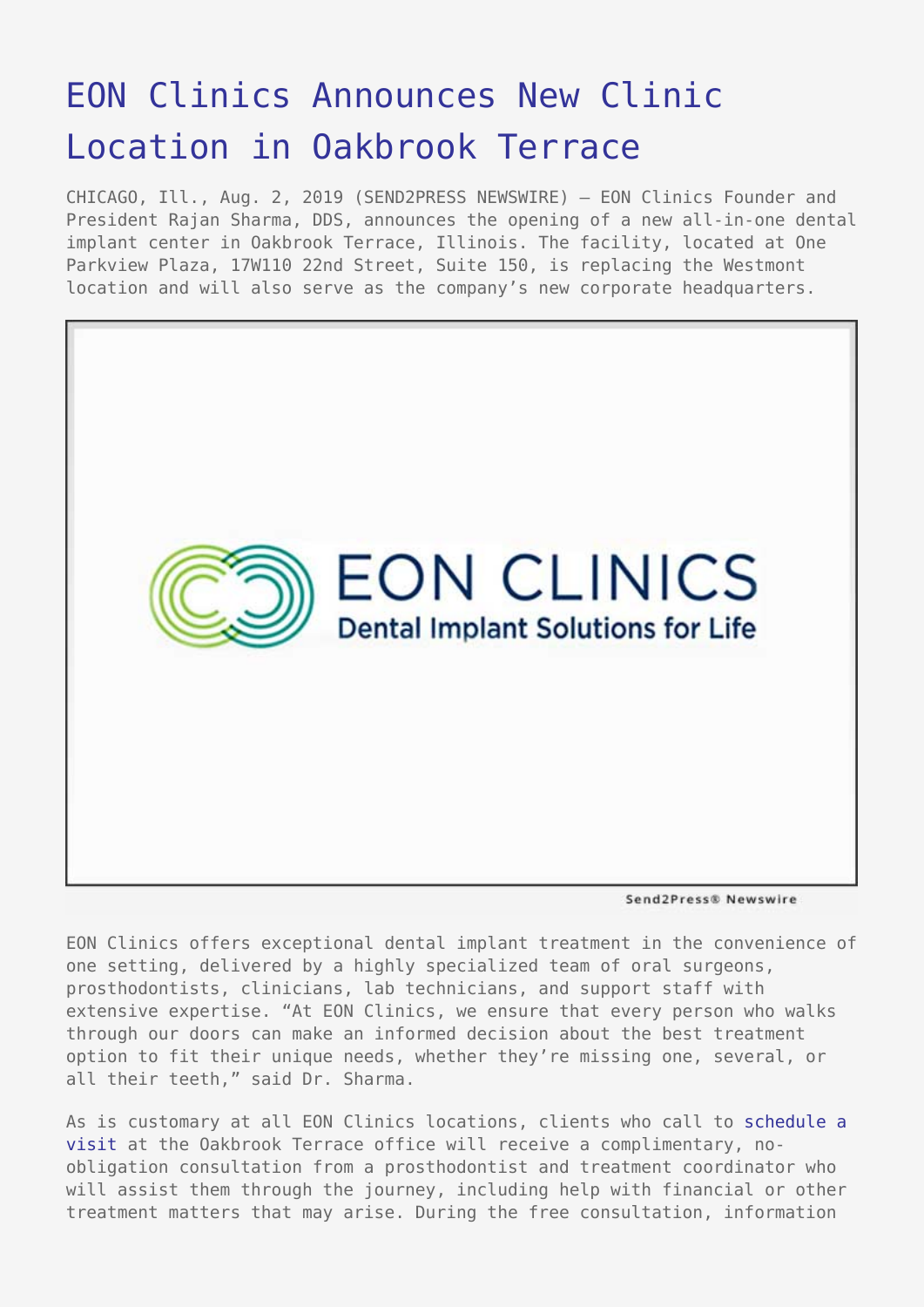# EON Clinics Announces New Clinic Location in Oakbrook Terrace

CHICAGO, Ill., Aug. 2, 2019 (SEND2PRESS NEWSWIRE) — EON Clinics Founder and President Rajan Sharma, DDS, announces the opening of a new all-in-one dental implant center in Oakbrook Terrace, Illinois. The facility, located at One Parkview Plaza, 17W110 22nd Street, Suite 150, is replacing the Westmont location and will also serve as the company's new corporate headquarters.

EON Clinics offers exceptional dental implant treatment in the convenience of one setting, delivered by a highly specialized team of oral surgeons, prosthodontists, clinicians, lab technicians, and support staff with extensive expertise. "At EON Clinics, we ensure that every person who walks through our doors can make an informed decision about the best treatment option to fit their unique needs, whether they're missing one, several, or all their teeth," said Dr. Sharma.

As is customary at all EON Clinics locations, clients who call to schedule a visit at the Oakbrook Terrace office will receive a complimentary, no-obligation consultation from a prosthodontist and treatment coordinator who will assist them through the journey, including help with financial or other treatment matters that may arise. During the free consultation, information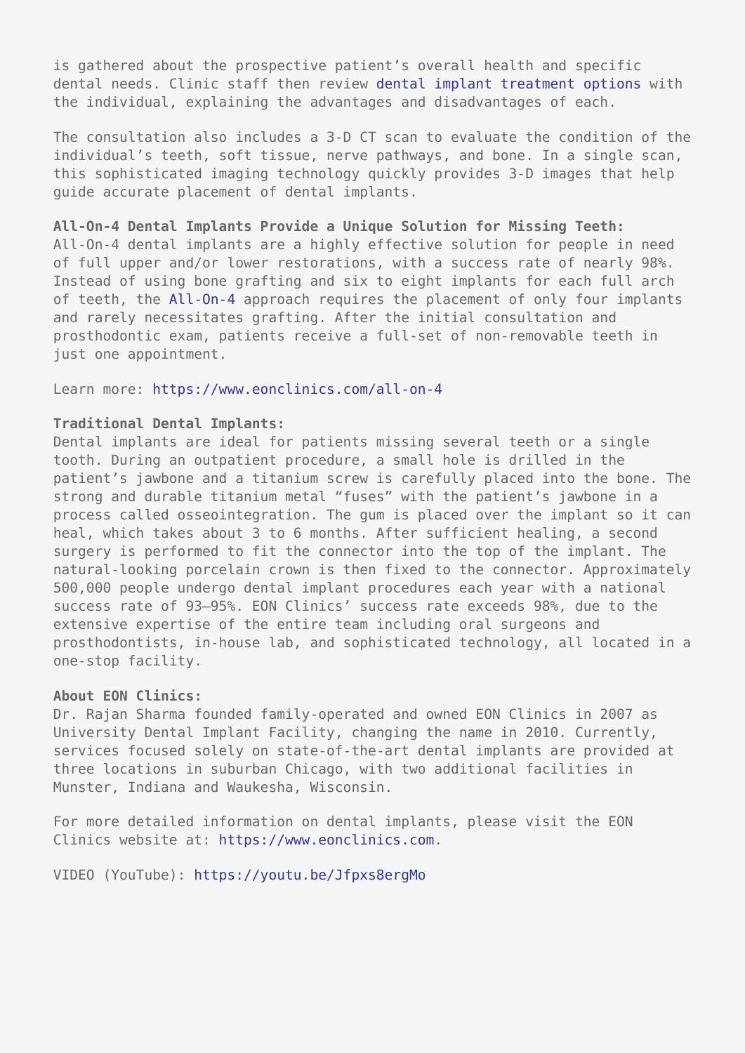is gathered about the prospective patient's overall health and specific dental needs. Clinic staff then review dental implant treatment options with the individual, explaining the advantages and disadvantages of each.

The consultation also includes a 3-D CT scan to evaluate the condition of the individual's teeth, soft tissue, nerve pathways, and bone. In a single scan, this sophisticated imaging technology quickly provides 3-D images that help guide accurate placement of dental implants.

**All-On-4 Dental Implants Provide a Unique Solution for Missing Teeth:**
All-On-4 dental implants are a highly effective solution for people in need of full upper and/or lower restorations, with a success rate of nearly 98%. Instead of using bone grafting and six to eight implants for each full arch of teeth, the All-On-4 approach requires the placement of only four implants and rarely necessitates grafting. After the initial consultation and prosthodontic exam, patients receive a full-set of non-removable teeth in just one appointment.

Learn more: https://www.eonclinics.com/all-on-4

**Traditional Dental Implants:**
Dental implants are ideal for patients missing several teeth or a single tooth. During an outpatient procedure, a small hole is drilled in the patient's jawbone and a titanium screw is carefully placed into the bone. The strong and durable titanium metal "fuses" with the patient's jawbone in a process called osseointegration. The gum is placed over the implant so it can heal, which takes about 3 to 6 months. After sufficient healing, a second surgery is performed to fit the connector into the top of the implant. The natural-looking porcelain crown is then fixed to the connector. Approximately 500,000 people undergo dental implant procedures each year with a national success rate of 93–95%. EON Clinics' success rate exceeds 98%, due to the extensive expertise of the entire team including oral surgeons and prosthodontists, in-house lab, and sophisticated technology, all located in a one-stop facility.

**About EON Clinics:**
Dr. Rajan Sharma founded family-operated and owned EON Clinics in 2007 as University Dental Implant Facility, changing the name in 2010. Currently, services focused solely on state-of-the-art dental implants are provided at three locations in suburban Chicago, with two additional facilities in Munster, Indiana and Waukesha, Wisconsin.

For more detailed information on dental implants, please visit the EON Clinics website at: https://www.eonclinics.com.

VIDEO (YouTube): https://youtu.be/Jfpxs8ergMo